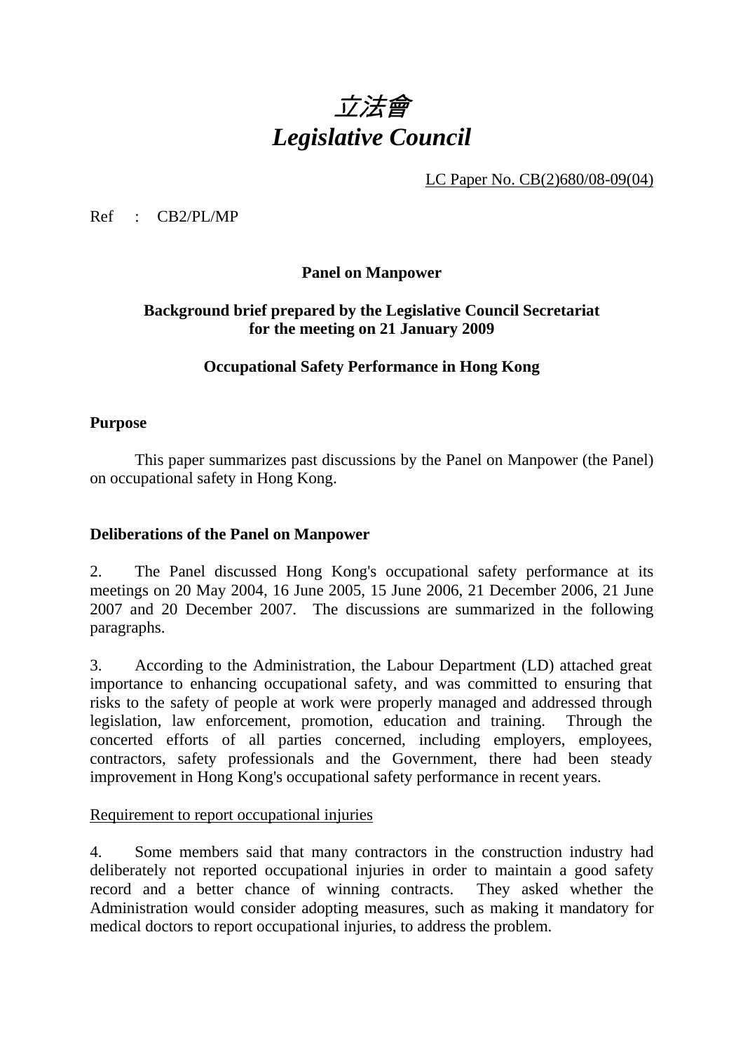# *立法會*
# *Legislative Council*

LC Paper No. CB(2)680/08-09(04)

Ref : CB2/PL/MP

**Panel on Manpower**

**Background brief prepared by the Legislative Council Secretariat for the meeting on 21 January 2009**

**Occupational Safety Performance in Hong Kong**

## Purpose

This paper summarizes past discussions by the Panel on Manpower (the Panel) on occupational safety in Hong Kong.

## Deliberations of the Panel on Manpower

2. The Panel discussed Hong Kong's occupational safety performance at its meetings on 20 May 2004, 16 June 2005, 15 June 2006, 21 December 2006, 21 June 2007 and 20 December 2007. The discussions are summarized in the following paragraphs.

3. According to the Administration, the Labour Department (LD) attached great importance to enhancing occupational safety, and was committed to ensuring that risks to the safety of people at work were properly managed and addressed through legislation, law enforcement, promotion, education and training. Through the concerted efforts of all parties concerned, including employers, employees, contractors, safety professionals and the Government, there had been steady improvement in Hong Kong's occupational safety performance in recent years.

Requirement to report occupational injuries

4. Some members said that many contractors in the construction industry had deliberately not reported occupational injuries in order to maintain a good safety record and a better chance of winning contracts. They asked whether the Administration would consider adopting measures, such as making it mandatory for medical doctors to report occupational injuries, to address the problem.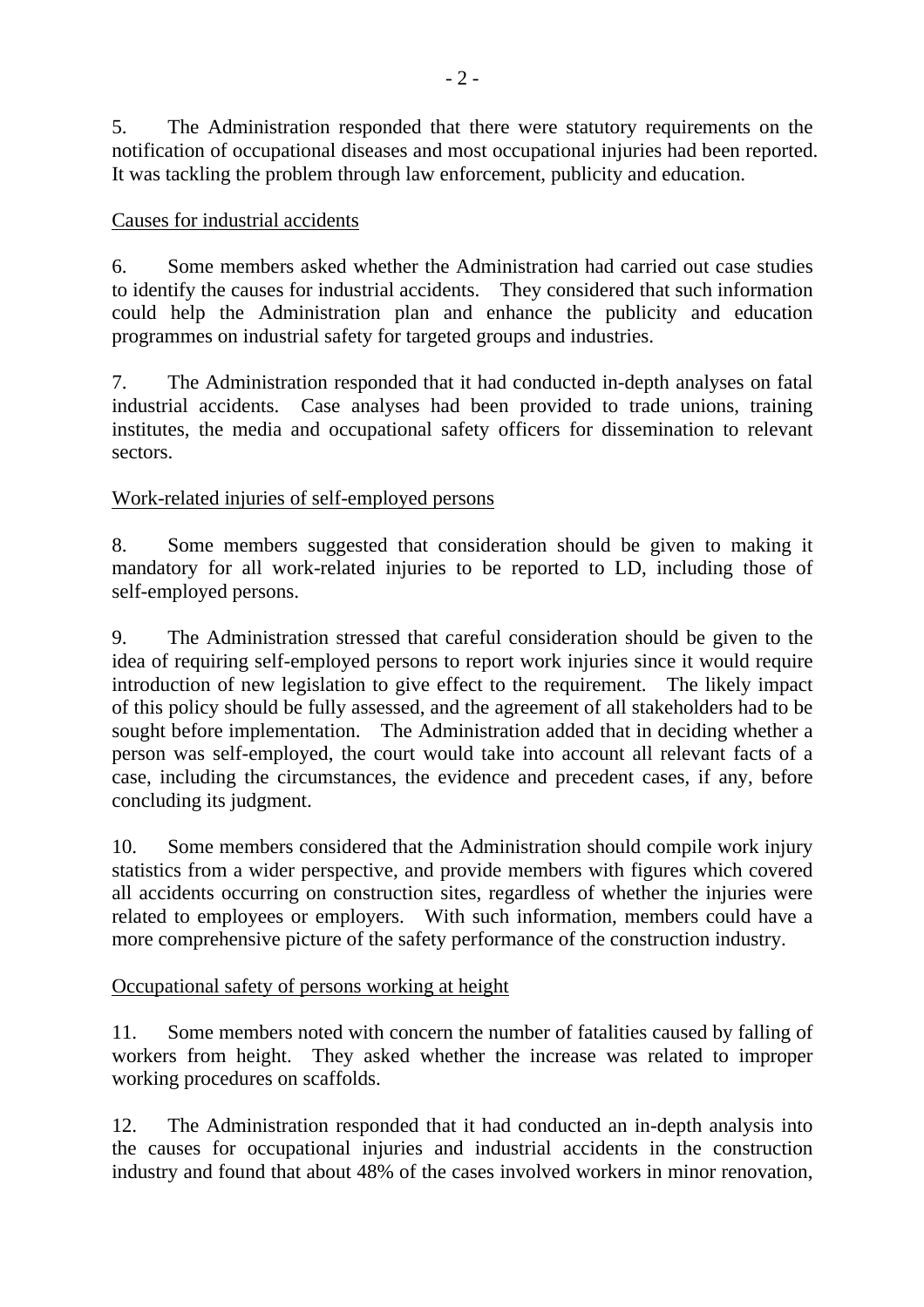5. The Administration responded that there were statutory requirements on the notification of occupational diseases and most occupational injuries had been reported. It was tackling the problem through law enforcement, publicity and education.

Causes for industrial accidents

6. Some members asked whether the Administration had carried out case studies to identify the causes for industrial accidents. They considered that such information could help the Administration plan and enhance the publicity and education programmes on industrial safety for targeted groups and industries.

7. The Administration responded that it had conducted in-depth analyses on fatal industrial accidents. Case analyses had been provided to trade unions, training institutes, the media and occupational safety officers for dissemination to relevant sectors.

Work-related injuries of self-employed persons

8. Some members suggested that consideration should be given to making it mandatory for all work-related injuries to be reported to LD, including those of self-employed persons.

9. The Administration stressed that careful consideration should be given to the idea of requiring self-employed persons to report work injuries since it would require introduction of new legislation to give effect to the requirement. The likely impact of this policy should be fully assessed, and the agreement of all stakeholders had to be sought before implementation. The Administration added that in deciding whether a person was self-employed, the court would take into account all relevant facts of a case, including the circumstances, the evidence and precedent cases, if any, before concluding its judgment.

10. Some members considered that the Administration should compile work injury statistics from a wider perspective, and provide members with figures which covered all accidents occurring on construction sites, regardless of whether the injuries were related to employees or employers. With such information, members could have a more comprehensive picture of the safety performance of the construction industry.

Occupational safety of persons working at height

11. Some members noted with concern the number of fatalities caused by falling of workers from height. They asked whether the increase was related to improper working procedures on scaffolds.

12. The Administration responded that it had conducted an in-depth analysis into the causes for occupational injuries and industrial accidents in the construction industry and found that about 48% of the cases involved workers in minor renovation,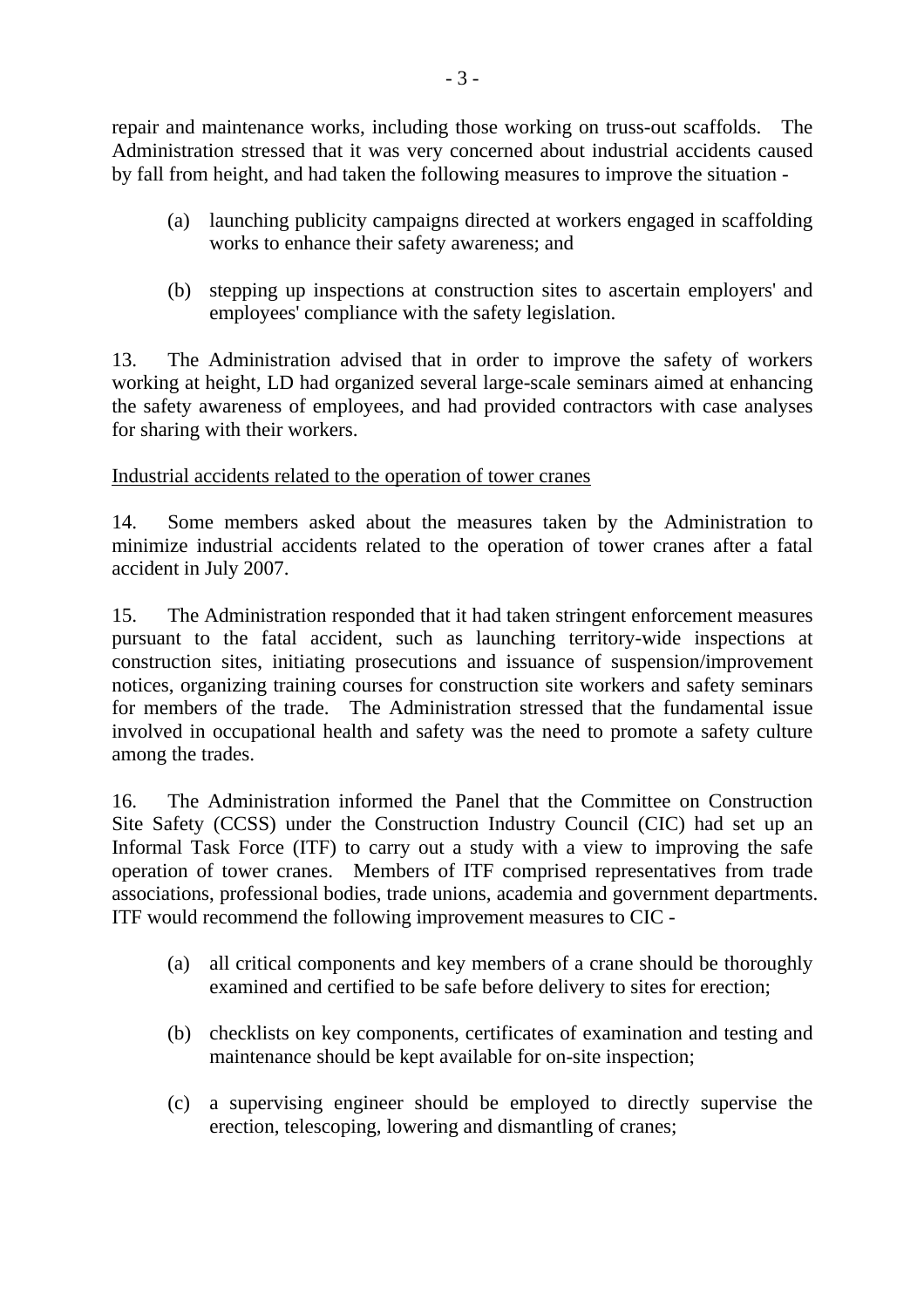repair and maintenance works, including those working on truss-out scaffolds. The Administration stressed that it was very concerned about industrial accidents caused by fall from height, and had taken the following measures to improve the situation -

(a) launching publicity campaigns directed at workers engaged in scaffolding works to enhance their safety awareness; and

(b) stepping up inspections at construction sites to ascertain employers' and employees' compliance with the safety legislation.

13. The Administration advised that in order to improve the safety of workers working at height, LD had organized several large-scale seminars aimed at enhancing the safety awareness of employees, and had provided contractors with case analyses for sharing with their workers.

Industrial accidents related to the operation of tower cranes

14. Some members asked about the measures taken by the Administration to minimize industrial accidents related to the operation of tower cranes after a fatal accident in July 2007.

15. The Administration responded that it had taken stringent enforcement measures pursuant to the fatal accident, such as launching territory-wide inspections at construction sites, initiating prosecutions and issuance of suspension/improvement notices, organizing training courses for construction site workers and safety seminars for members of the trade. The Administration stressed that the fundamental issue involved in occupational health and safety was the need to promote a safety culture among the trades.

16. The Administration informed the Panel that the Committee on Construction Site Safety (CCSS) under the Construction Industry Council (CIC) had set up an Informal Task Force (ITF) to carry out a study with a view to improving the safe operation of tower cranes. Members of ITF comprised representatives from trade associations, professional bodies, trade unions, academia and government departments. ITF would recommend the following improvement measures to CIC -

(a) all critical components and key members of a crane should be thoroughly examined and certified to be safe before delivery to sites for erection;

(b) checklists on key components, certificates of examination and testing and maintenance should be kept available for on-site inspection;

(c) a supervising engineer should be employed to directly supervise the erection, telescoping, lowering and dismantling of cranes;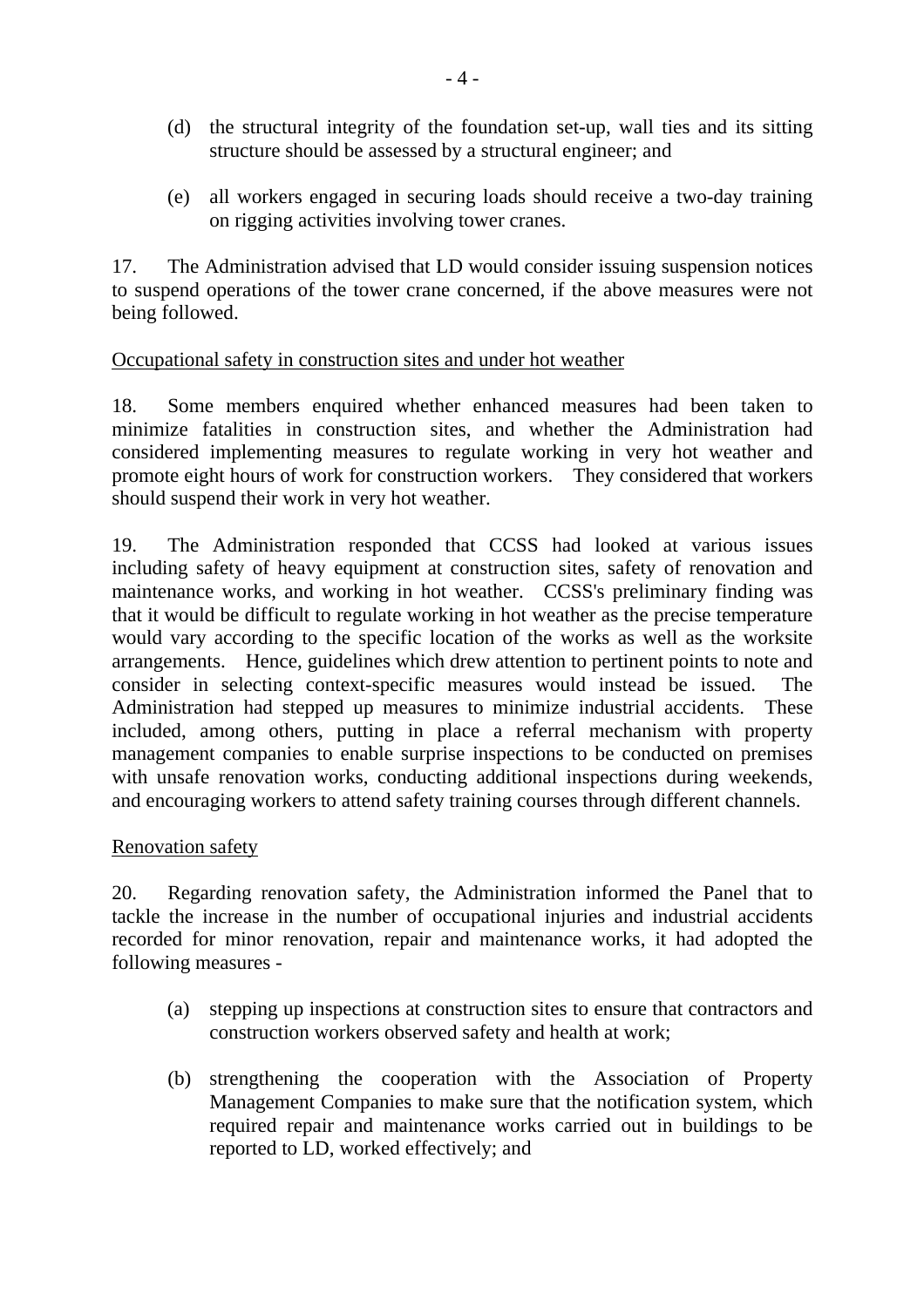(d) the structural integrity of the foundation set-up, wall ties and its sitting structure should be assessed by a structural engineer; and

(e) all workers engaged in securing loads should receive a two-day training on rigging activities involving tower cranes.

17. The Administration advised that LD would consider issuing suspension notices to suspend operations of the tower crane concerned, if the above measures were not being followed.

Occupational safety in construction sites and under hot weather

18. Some members enquired whether enhanced measures had been taken to minimize fatalities in construction sites, and whether the Administration had considered implementing measures to regulate working in very hot weather and promote eight hours of work for construction workers. They considered that workers should suspend their work in very hot weather.

19. The Administration responded that CCSS had looked at various issues including safety of heavy equipment at construction sites, safety of renovation and maintenance works, and working in hot weather. CCSS's preliminary finding was that it would be difficult to regulate working in hot weather as the precise temperature would vary according to the specific location of the works as well as the worksite arrangements. Hence, guidelines which drew attention to pertinent points to note and consider in selecting context-specific measures would instead be issued. The Administration had stepped up measures to minimize industrial accidents. These included, among others, putting in place a referral mechanism with property management companies to enable surprise inspections to be conducted on premises with unsafe renovation works, conducting additional inspections during weekends, and encouraging workers to attend safety training courses through different channels.

Renovation safety

20. Regarding renovation safety, the Administration informed the Panel that to tackle the increase in the number of occupational injuries and industrial accidents recorded for minor renovation, repair and maintenance works, it had adopted the following measures -

(a) stepping up inspections at construction sites to ensure that contractors and construction workers observed safety and health at work;

(b) strengthening the cooperation with the Association of Property Management Companies to make sure that the notification system, which required repair and maintenance works carried out in buildings to be reported to LD, worked effectively; and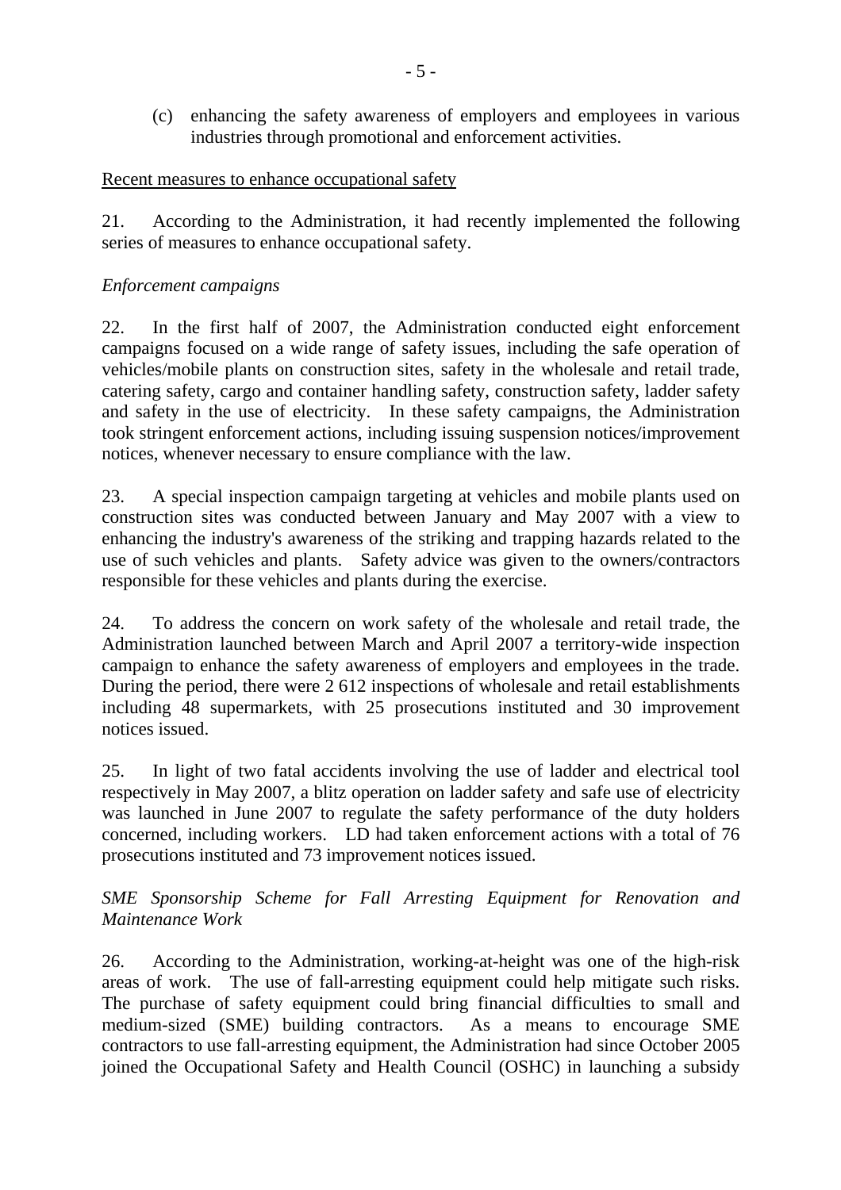(c) enhancing the safety awareness of employers and employees in various industries through promotional and enforcement activities.

Recent measures to enhance occupational safety

21. According to the Administration, it had recently implemented the following series of measures to enhance occupational safety.

*Enforcement campaigns*

22. In the first half of 2007, the Administration conducted eight enforcement campaigns focused on a wide range of safety issues, including the safe operation of vehicles/mobile plants on construction sites, safety in the wholesale and retail trade, catering safety, cargo and container handling safety, construction safety, ladder safety and safety in the use of electricity. In these safety campaigns, the Administration took stringent enforcement actions, including issuing suspension notices/improvement notices, whenever necessary to ensure compliance with the law.

23. A special inspection campaign targeting at vehicles and mobile plants used on construction sites was conducted between January and May 2007 with a view to enhancing the industry's awareness of the striking and trapping hazards related to the use of such vehicles and plants. Safety advice was given to the owners/contractors responsible for these vehicles and plants during the exercise.

24. To address the concern on work safety of the wholesale and retail trade, the Administration launched between March and April 2007 a territory-wide inspection campaign to enhance the safety awareness of employers and employees in the trade. During the period, there were 2 612 inspections of wholesale and retail establishments including 48 supermarkets, with 25 prosecutions instituted and 30 improvement notices issued.

25. In light of two fatal accidents involving the use of ladder and electrical tool respectively in May 2007, a blitz operation on ladder safety and safe use of electricity was launched in June 2007 to regulate the safety performance of the duty holders concerned, including workers. LD had taken enforcement actions with a total of 76 prosecutions instituted and 73 improvement notices issued.

*SME Sponsorship Scheme for Fall Arresting Equipment for Renovation and Maintenance Work*

26. According to the Administration, working-at-height was one of the high-risk areas of work. The use of fall-arresting equipment could help mitigate such risks. The purchase of safety equipment could bring financial difficulties to small and medium-sized (SME) building contractors. As a means to encourage SME contractors to use fall-arresting equipment, the Administration had since October 2005 joined the Occupational Safety and Health Council (OSHC) in launching a subsidy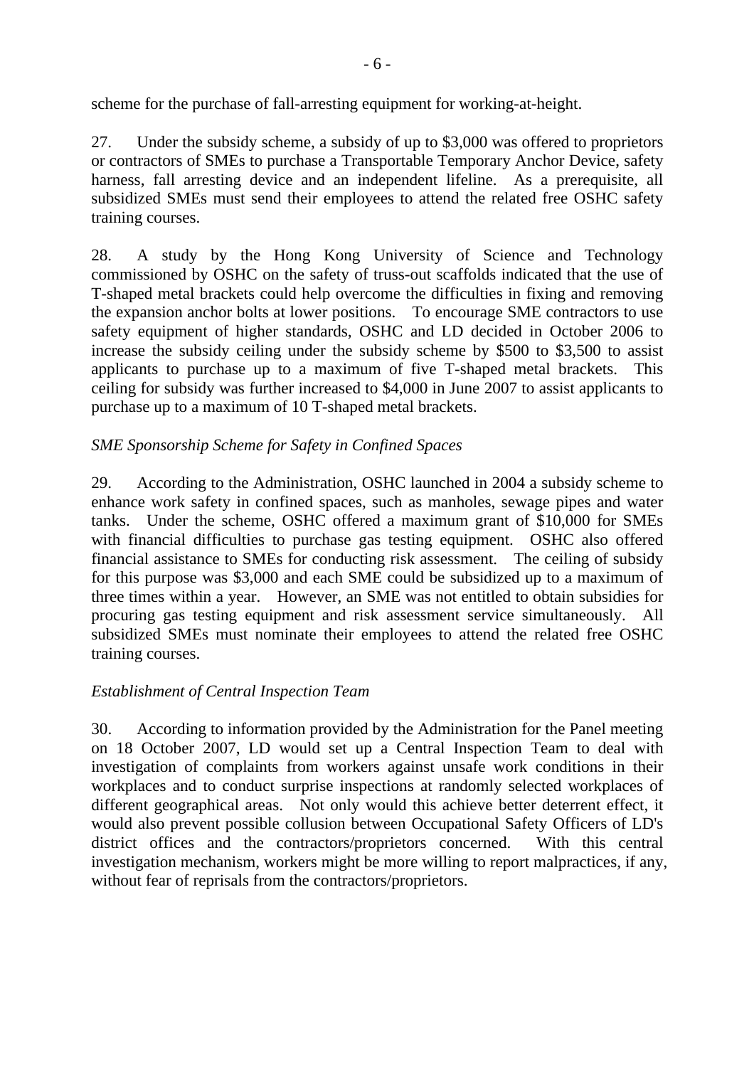scheme for the purchase of fall-arresting equipment for working-at-height.

27. Under the subsidy scheme, a subsidy of up to $3,000 was offered to proprietors or contractors of SMEs to purchase a Transportable Temporary Anchor Device, safety harness, fall arresting device and an independent lifeline. As a prerequisite, all subsidized SMEs must send their employees to attend the related free OSHC safety training courses.

28. A study by the Hong Kong University of Science and Technology commissioned by OSHC on the safety of truss-out scaffolds indicated that the use of T-shaped metal brackets could help overcome the difficulties in fixing and removing the expansion anchor bolts at lower positions. To encourage SME contractors to use safety equipment of higher standards, OSHC and LD decided in October 2006 to increase the subsidy ceiling under the subsidy scheme by $500 to $3,500 to assist applicants to purchase up to a maximum of five T-shaped metal brackets. This ceiling for subsidy was further increased to $4,000 in June 2007 to assist applicants to purchase up to a maximum of 10 T-shaped metal brackets.

*SME Sponsorship Scheme for Safety in Confined Spaces*

29. According to the Administration, OSHC launched in 2004 a subsidy scheme to enhance work safety in confined spaces, such as manholes, sewage pipes and water tanks. Under the scheme, OSHC offered a maximum grant of $10,000 for SMEs with financial difficulties to purchase gas testing equipment. OSHC also offered financial assistance to SMEs for conducting risk assessment. The ceiling of subsidy for this purpose was $3,000 and each SME could be subsidized up to a maximum of three times within a year. However, an SME was not entitled to obtain subsidies for procuring gas testing equipment and risk assessment service simultaneously. All subsidized SMEs must nominate their employees to attend the related free OSHC training courses.

*Establishment of Central Inspection Team*

30. According to information provided by the Administration for the Panel meeting on 18 October 2007, LD would set up a Central Inspection Team to deal with investigation of complaints from workers against unsafe work conditions in their workplaces and to conduct surprise inspections at randomly selected workplaces of different geographical areas. Not only would this achieve better deterrent effect, it would also prevent possible collusion between Occupational Safety Officers of LD's district offices and the contractors/proprietors concerned. With this central investigation mechanism, workers might be more willing to report malpractices, if any, without fear of reprisals from the contractors/proprietors.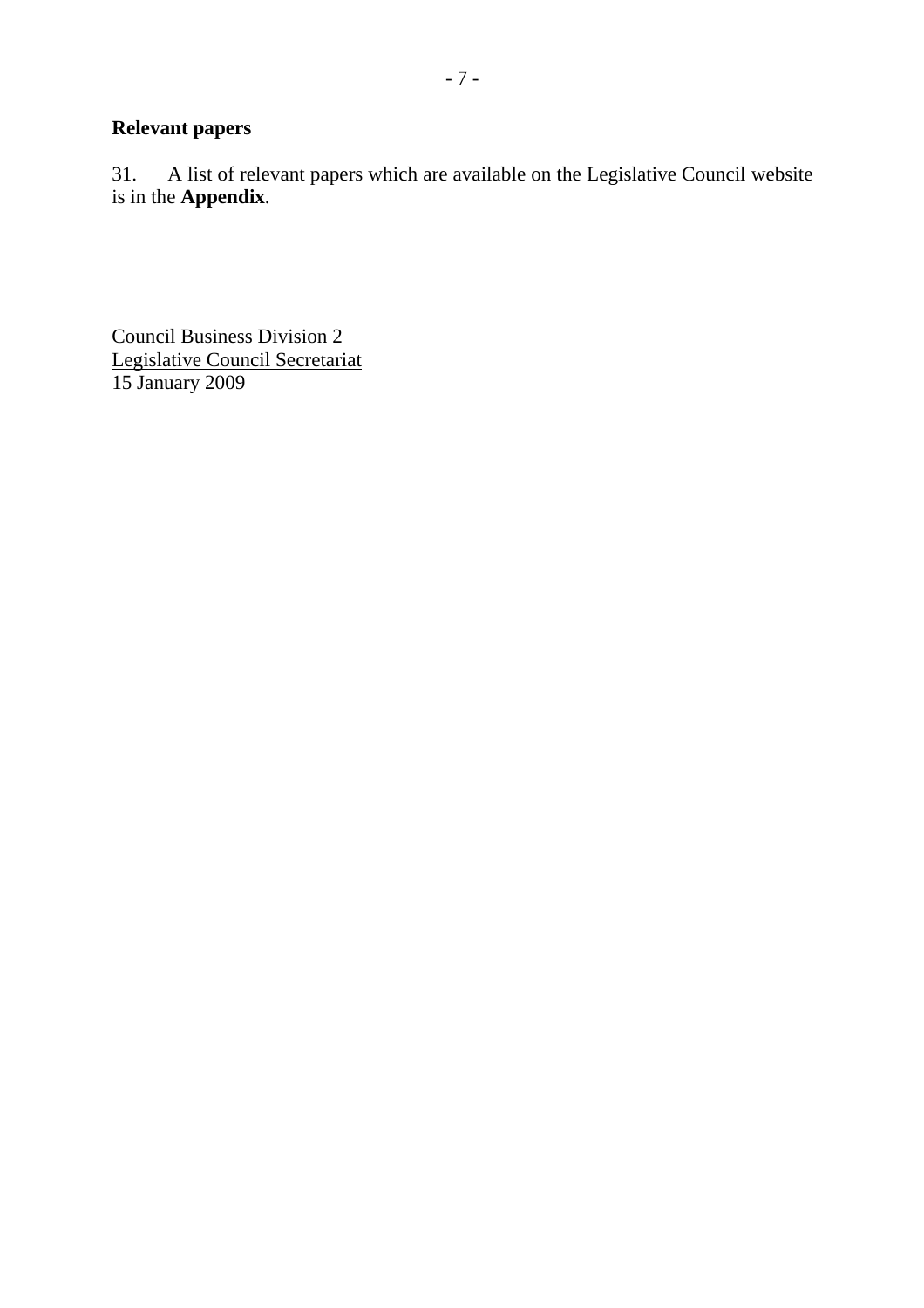**Relevant papers**

31. A list of relevant papers which are available on the Legislative Council website is in the **Appendix**.

Council Business Division 2
Legislative Council Secretariat
15 January 2009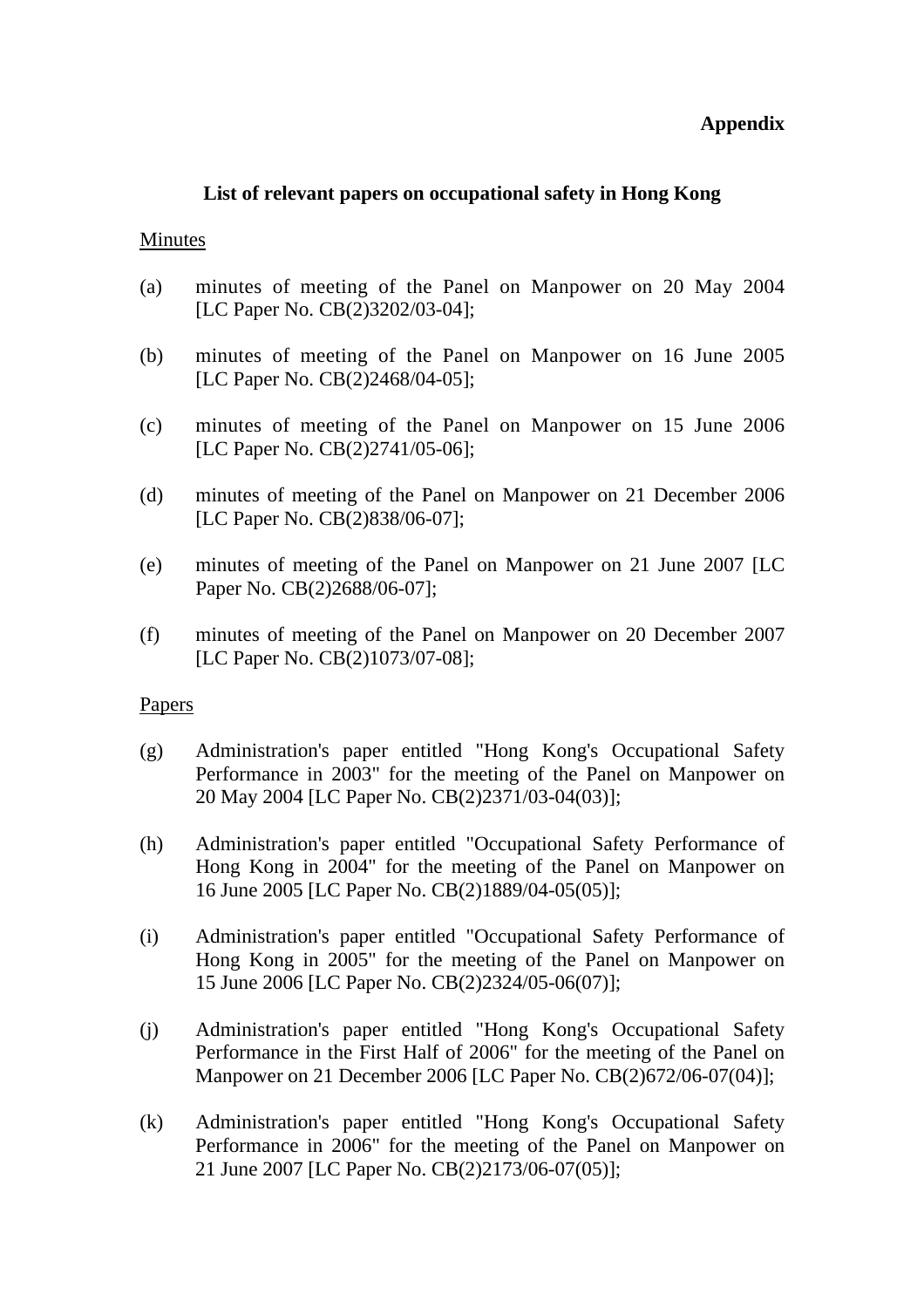**Appendix**

## List of relevant papers on occupational safety in Hong Kong

Minutes

(a) minutes of meeting of the Panel on Manpower on 20 May 2004 [LC Paper No. CB(2)3202/03-04];

(b) minutes of meeting of the Panel on Manpower on 16 June 2005 [LC Paper No. CB(2)2468/04-05];

(c) minutes of meeting of the Panel on Manpower on 15 June 2006 [LC Paper No. CB(2)2741/05-06];

(d) minutes of meeting of the Panel on Manpower on 21 December 2006 [LC Paper No. CB(2)838/06-07];

(e) minutes of meeting of the Panel on Manpower on 21 June 2007 [LC Paper No. CB(2)2688/06-07];

(f) minutes of meeting of the Panel on Manpower on 20 December 2007 [LC Paper No. CB(2)1073/07-08];

Papers

(g) Administration's paper entitled "Hong Kong's Occupational Safety Performance in 2003" for the meeting of the Panel on Manpower on 20 May 2004 [LC Paper No. CB(2)2371/03-04(03)];

(h) Administration's paper entitled "Occupational Safety Performance of Hong Kong in 2004" for the meeting of the Panel on Manpower on 16 June 2005 [LC Paper No. CB(2)1889/04-05(05)];

(i) Administration's paper entitled "Occupational Safety Performance of Hong Kong in 2005" for the meeting of the Panel on Manpower on 15 June 2006 [LC Paper No. CB(2)2324/05-06(07)];

(j) Administration's paper entitled "Hong Kong's Occupational Safety Performance in the First Half of 2006" for the meeting of the Panel on Manpower on 21 December 2006 [LC Paper No. CB(2)672/06-07(04)];

(k) Administration's paper entitled "Hong Kong's Occupational Safety Performance in 2006" for the meeting of the Panel on Manpower on 21 June 2007 [LC Paper No. CB(2)2173/06-07(05)];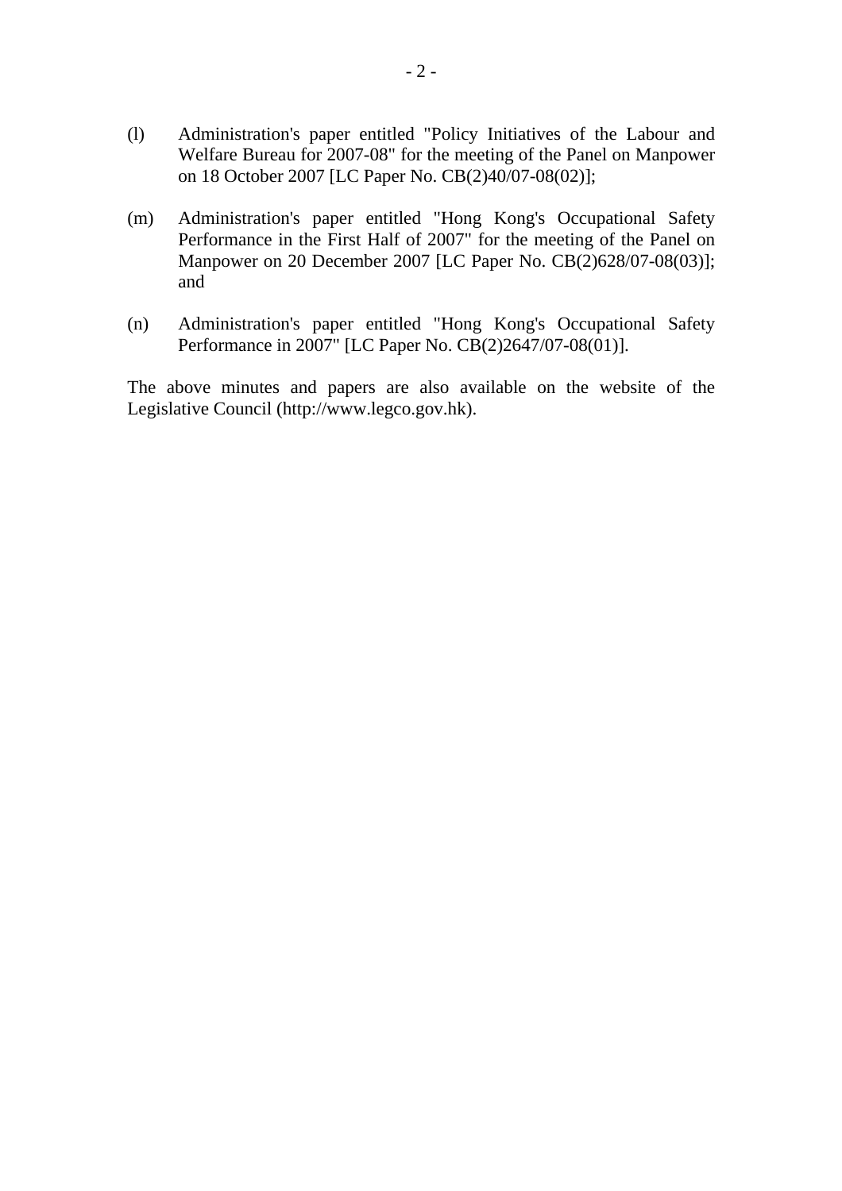(l) Administration's paper entitled "Policy Initiatives of the Labour and Welfare Bureau for 2007-08" for the meeting of the Panel on Manpower on 18 October 2007 [LC Paper No. CB(2)40/07-08(02)];

(m) Administration's paper entitled "Hong Kong's Occupational Safety Performance in the First Half of 2007" for the meeting of the Panel on Manpower on 20 December 2007 [LC Paper No. CB(2)628/07-08(03)]; and

(n) Administration's paper entitled "Hong Kong's Occupational Safety Performance in 2007" [LC Paper No. CB(2)2647/07-08(01)].

The above minutes and papers are also available on the website of the Legislative Council (http://www.legco.gov.hk).